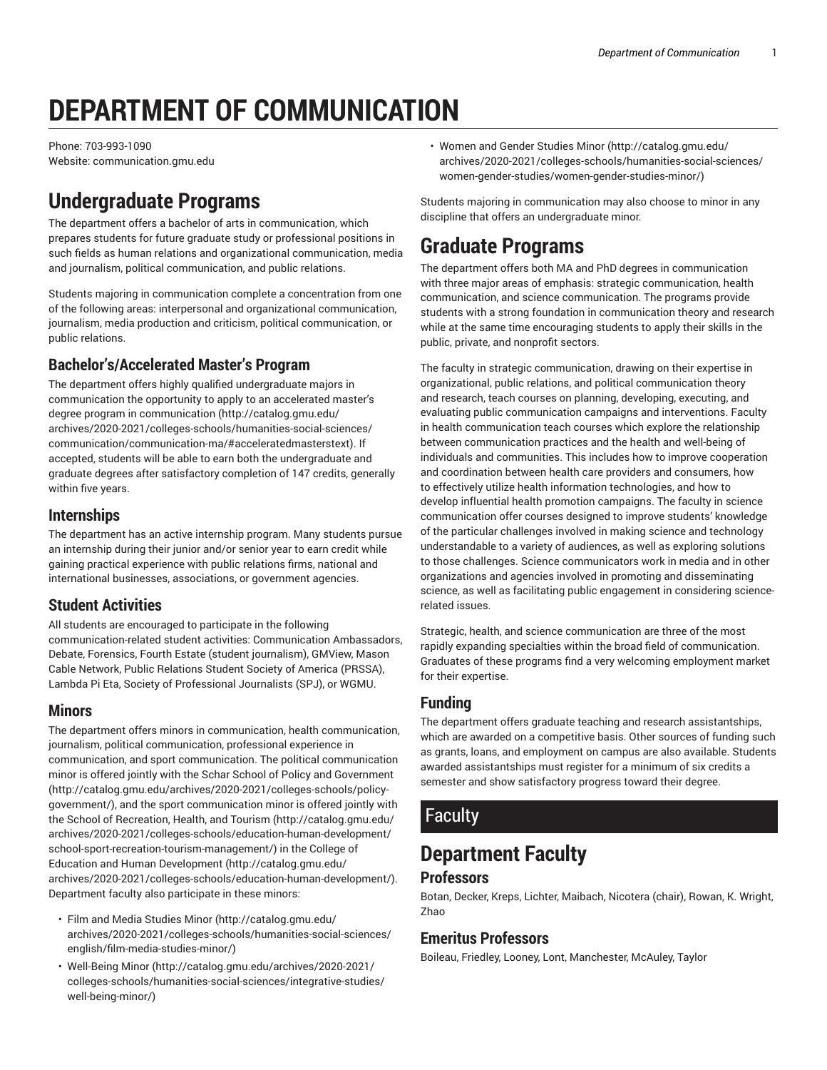# DEPARTMENT OF COMMUNICATION

Phone: 703-993-1090
Website: communication.gmu.edu

## Undergraduate Programs

The department offers a bachelor of arts in communication, which prepares students for future graduate study or professional positions in such fields as human relations and organizational communication, media and journalism, political communication, and public relations.

Students majoring in communication complete a concentration from one of the following areas: interpersonal and organizational communication, journalism, media production and criticism, political communication, or public relations.

### Bachelor's/Accelerated Master's Program

The department offers highly qualified undergraduate majors in communication the opportunity to apply to an accelerated master's degree program in communication (http://catalog.gmu.edu/archives/2020-2021/colleges-schools/humanities-social-sciences/communication/communication-ma/#acceleratedmasterstext). If accepted, students will be able to earn both the undergraduate and graduate degrees after satisfactory completion of 147 credits, generally within five years.

### Internships

The department has an active internship program. Many students pursue an internship during their junior and/or senior year to earn credit while gaining practical experience with public relations firms, national and international businesses, associations, or government agencies.

### Student Activities

All students are encouraged to participate in the following communication-related student activities: Communication Ambassadors, Debate, Forensics, Fourth Estate (student journalism), GMView, Mason Cable Network, Public Relations Student Society of America (PRSSA), Lambda Pi Eta, Society of Professional Journalists (SPJ), or WGMU.

### Minors

The department offers minors in communication, health communication, journalism, political communication, professional experience in communication, and sport communication. The political communication minor is offered jointly with the Schar School of Policy and Government (http://catalog.gmu.edu/archives/2020-2021/colleges-schools/policy-government/), and the sport communication minor is offered jointly with the School of Recreation, Health, and Tourism (http://catalog.gmu.edu/archives/2020-2021/colleges-schools/education-human-development/school-sport-recreation-tourism-management/) in the College of Education and Human Development (http://catalog.gmu.edu/archives/2020-2021/colleges-schools/education-human-development/). Department faculty also participate in these minors:

- Film and Media Studies Minor (http://catalog.gmu.edu/archives/2020-2021/colleges-schools/humanities-social-sciences/english/film-media-studies-minor/)
- Well-Being Minor (http://catalog.gmu.edu/archives/2020-2021/colleges-schools/humanities-social-sciences/integrative-studies/well-being-minor/)
- Women and Gender Studies Minor (http://catalog.gmu.edu/archives/2020-2021/colleges-schools/humanities-social-sciences/women-gender-studies/women-gender-studies-minor/)

Students majoring in communication may also choose to minor in any discipline that offers an undergraduate minor.

## Graduate Programs

The department offers both MA and PhD degrees in communication with three major areas of emphasis: strategic communication, health communication, and science communication. The programs provide students with a strong foundation in communication theory and research while at the same time encouraging students to apply their skills in the public, private, and nonprofit sectors.

The faculty in strategic communication, drawing on their expertise in organizational, public relations, and political communication theory and research, teach courses on planning, developing, executing, and evaluating public communication campaigns and interventions. Faculty in health communication teach courses which explore the relationship between communication practices and the health and well-being of individuals and communities. This includes how to improve cooperation and coordination between health care providers and consumers, how to effectively utilize health information technologies, and how to develop influential health promotion campaigns. The faculty in science communication offer courses designed to improve students' knowledge of the particular challenges involved in making science and technology understandable to a variety of audiences, as well as exploring solutions to those challenges. Science communicators work in media and in other organizations and agencies involved in promoting and disseminating science, as well as facilitating public engagement in considering science-related issues.

Strategic, health, and science communication are three of the most rapidly expanding specialties within the broad field of communication. Graduates of these programs find a very welcoming employment market for their expertise.

### Funding

The department offers graduate teaching and research assistantships, which are awarded on a competitive basis. Other sources of funding such as grants, loans, and employment on campus are also available. Students awarded assistantships must register for a minimum of six credits a semester and show satisfactory progress toward their degree.

# Faculty

## Department Faculty

### Professors

Botan, Decker, Kreps, Lichter, Maibach, Nicotera (chair), Rowan, K. Wright, Zhao

### Emeritus Professors

Boileau, Friedley, Looney, Lont, Manchester, McAuley, Taylor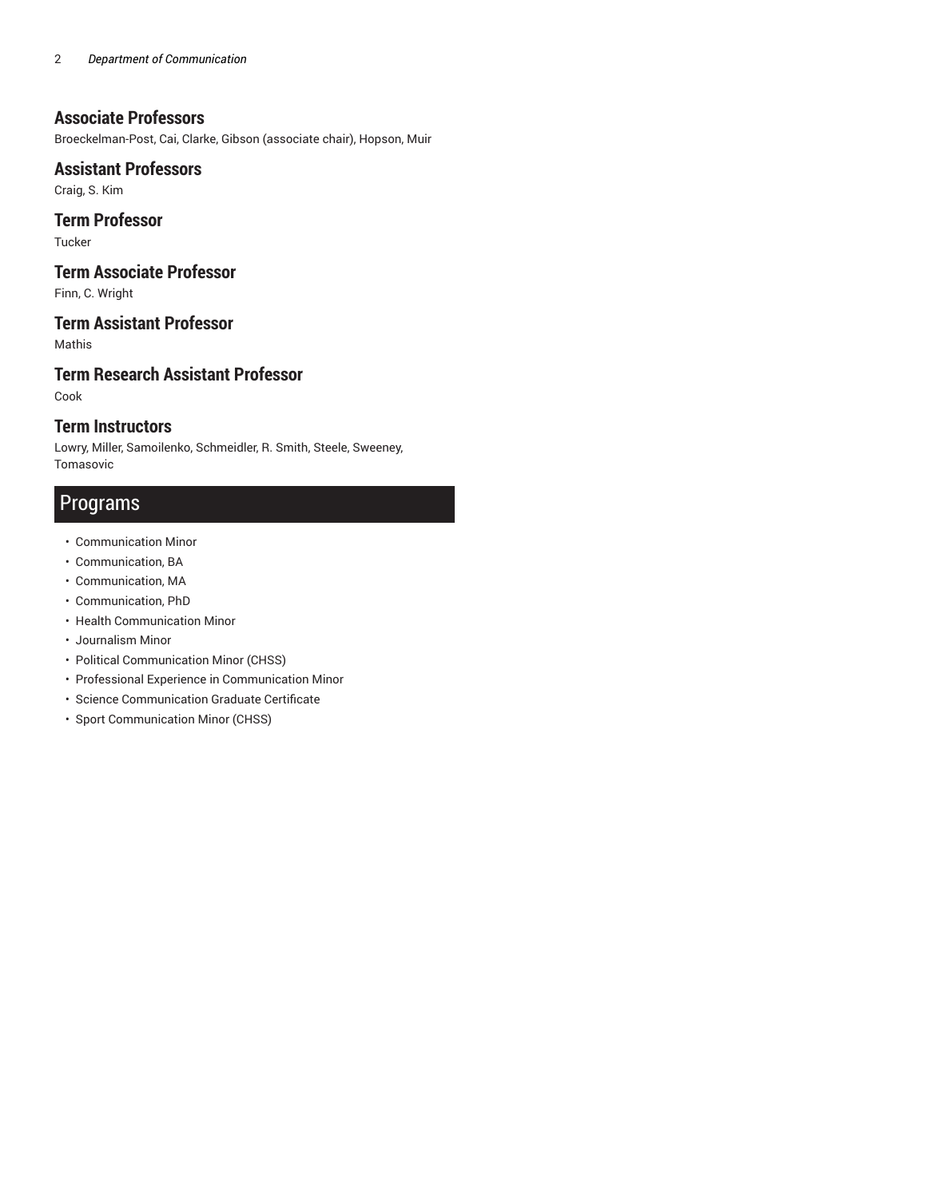### Associate Professors

Broeckelman-Post, Cai, Clarke, Gibson (associate chair), Hopson, Muir

### Assistant Professors

Craig, S. Kim

### Term Professor

Tucker

### Term Associate Professor

Finn, C. Wright

### Term Assistant Professor

Mathis

### Term Research Assistant Professor

Cook

### Term Instructors

Lowry, Miller, Samoilenko, Schmeidler, R. Smith, Steele, Sweeney, Tomasovic

## Programs

- Communication Minor
- Communication, BA
- Communication, MA
- Communication, PhD
- Health Communication Minor
- Journalism Minor
- Political Communication Minor (CHSS)
- Professional Experience in Communication Minor
- Science Communication Graduate Certificate
- Sport Communication Minor (CHSS)